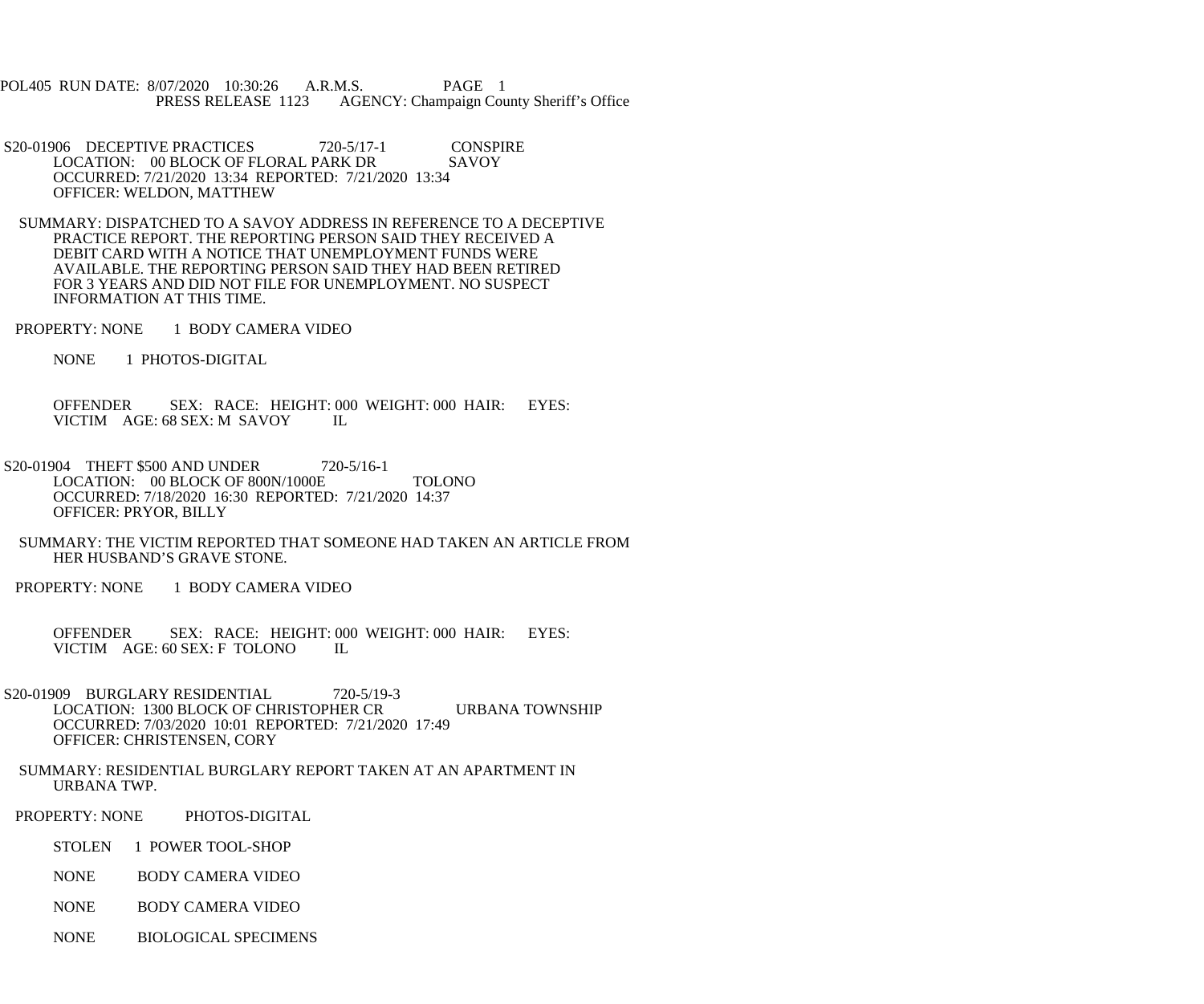POL405 RUN DATE: 8/07/2020 10:30:26 A.R.M.S. PAGE 1
PRESS RELEASE 1123 AGENCY: Champaign County Sheriff's Office

S20-01906 DECEPTIVE PRACTICES 720-5/17-1 CONSPIRE
LOCATION: 00 BLOCK OF FLORAL PARK DR SAVOY
OCCURRED: 7/21/2020 13:34 REPORTED: 7/21/2020 13:34
OFFICER: WELDON, MATTHEW

SUMMARY: DISPATCHED TO A SAVOY ADDRESS IN REFERENCE TO A DECEPTIVE PRACTICE REPORT. THE REPORTING PERSON SAID THEY RECEIVED A DEBIT CARD WITH A NOTICE THAT UNEMPLOYMENT FUNDS WERE AVAILABLE. THE REPORTING PERSON SAID THEY HAD BEEN RETIRED FOR 3 YEARS AND DID NOT FILE FOR UNEMPLOYMENT. NO SUSPECT INFORMATION AT THIS TIME.

PROPERTY: NONE 1 BODY CAMERA VIDEO

NONE 1 PHOTOS-DIGITAL

OFFENDER SEX: RACE: HEIGHT: 000 WEIGHT: 000 HAIR: EYES:
VICTIM AGE: 68 SEX: M SAVOY IL

S20-01904 THEFT $500 AND UNDER 720-5/16-1
LOCATION: 00 BLOCK OF 800N/1000E TOLONO
OCCURRED: 7/18/2020 16:30 REPORTED: 7/21/2020 14:37
OFFICER: PRYOR, BILLY

SUMMARY: THE VICTIM REPORTED THAT SOMEONE HAD TAKEN AN ARTICLE FROM HER HUSBAND'S GRAVE STONE.

PROPERTY: NONE 1 BODY CAMERA VIDEO

OFFENDER SEX: RACE: HEIGHT: 000 WEIGHT: 000 HAIR: EYES:
VICTIM AGE: 60 SEX: F TOLONO IL

S20-01909 BURGLARY RESIDENTIAL 720-5/19-3
LOCATION: 1300 BLOCK OF CHRISTOPHER CR URBANA TOWNSHIP
OCCURRED: 7/03/2020 10:01 REPORTED: 7/21/2020 17:49
OFFICER: CHRISTENSEN, CORY

SUMMARY: RESIDENTIAL BURGLARY REPORT TAKEN AT AN APARTMENT IN URBANA TWP.

PROPERTY: NONE PHOTOS-DIGITAL

STOLEN 1 POWER TOOL-SHOP

NONE BODY CAMERA VIDEO

NONE BODY CAMERA VIDEO

NONE BIOLOGICAL SPECIMENS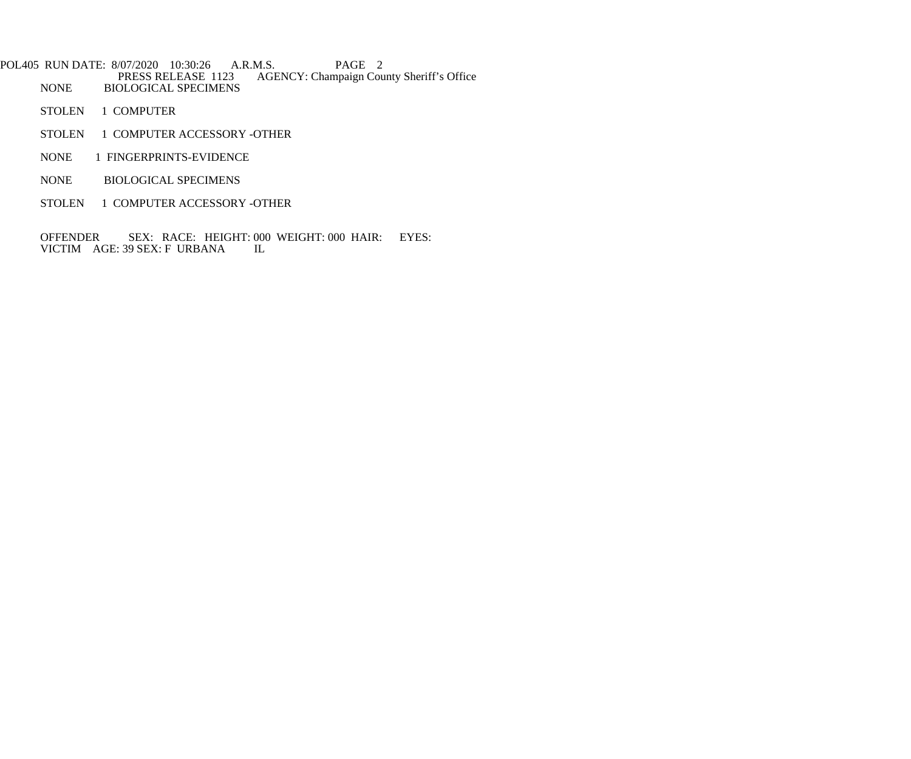NONE BIOLOGICAL SPECIMENS

STOLEN 1 COMPUTER

STOLEN 1 COMPUTER ACCESSORY -OTHER

NONE 1 FINGERPRINTS-EVIDENCE

NONE BIOLOGICAL SPECIMENS

STOLEN 1 COMPUTER ACCESSORY -OTHER

OFFENDER SEX: RACE: HEIGHT: 000 WEIGHT: 000 HAIR: EYES:
VICTIM AGE: 39 SEX: F URBANA IL